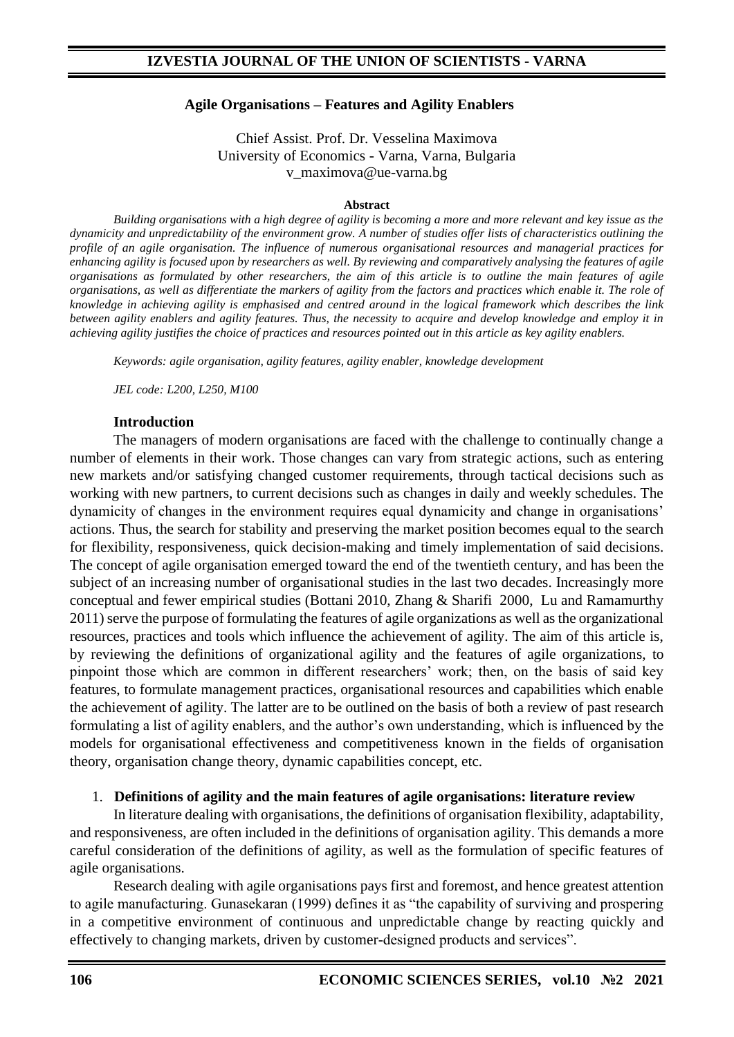# Agile Organisations – Features and Agility Enablers

Chief Assist. Prof. Dr. Vesselina Maximova
University of Economics - Varna, Varna, Bulgaria
v_maximova@ue-varna.bg

**Abstract**

*Building organisations with a high degree of agility is becoming a more and more relevant and key issue as the dynamicity and unpredictability of the environment grow. A number of studies offer lists of characteristics outlining the profile of an agile organisation. The influence of numerous organisational resources and managerial practices for enhancing agility is focused upon by researchers as well. By reviewing and comparatively analysing the features of agile organisations as formulated by other researchers, the aim of this article is to outline the main features of agile organisations, as well as differentiate the markers of agility from the factors and practices which enable it. The role of knowledge in achieving agility is emphasised and centred around in the logical framework which describes the link between agility enablers and agility features. Thus, the necessity to acquire and develop knowledge and employ it in achieving agility justifies the choice of practices and resources pointed out in this article as key agility enablers.*

*Keywords: agile organisation, agility features, agility enabler, knowledge development*

*JEL code: L200, L250, M100*

## Introduction

The managers of modern organisations are faced with the challenge to continually change a number of elements in their work. Those changes can vary from strategic actions, such as entering new markets and/or satisfying changed customer requirements, through tactical decisions such as working with new partners, to current decisions such as changes in daily and weekly schedules. The dynamicity of changes in the environment requires equal dynamicity and change in organisations' actions. Thus, the search for stability and preserving the market position becomes equal to the search for flexibility, responsiveness, quick decision-making and timely implementation of said decisions. The concept of agile organisation emerged toward the end of the twentieth century, and has been the subject of an increasing number of organisational studies in the last two decades. Increasingly more conceptual and fewer empirical studies (Bottani 2010, Zhang & Sharifi 2000, Lu and Ramamurthy 2011) serve the purpose of formulating the features of agile organizations as well as the organizational resources, practices and tools which influence the achievement of agility. The aim of this article is, by reviewing the definitions of organizational agility and the features of agile organizations, to pinpoint those which are common in different researchers' work; then, on the basis of said key features, to formulate management practices, organisational resources and capabilities which enable the achievement of agility. The latter are to be outlined on the basis of both a review of past research formulating a list of agility enablers, and the author's own understanding, which is influenced by the models for organisational effectiveness and competitiveness known in the fields of organisation theory, organisation change theory, dynamic capabilities concept, etc.

## 1. Definitions of agility and the main features of agile organisations: literature review

In literature dealing with organisations, the definitions of organisation flexibility, adaptability, and responsiveness, are often included in the definitions of organisation agility. This demands a more careful consideration of the definitions of agility, as well as the formulation of specific features of agile organisations.

Research dealing with agile organisations pays first and foremost, and hence greatest attention to agile manufacturing. Gunasekaran (1999) defines it as "the capability of surviving and prospering in a competitive environment of continuous and unpredictable change by reacting quickly and effectively to changing markets, driven by customer-designed products and services".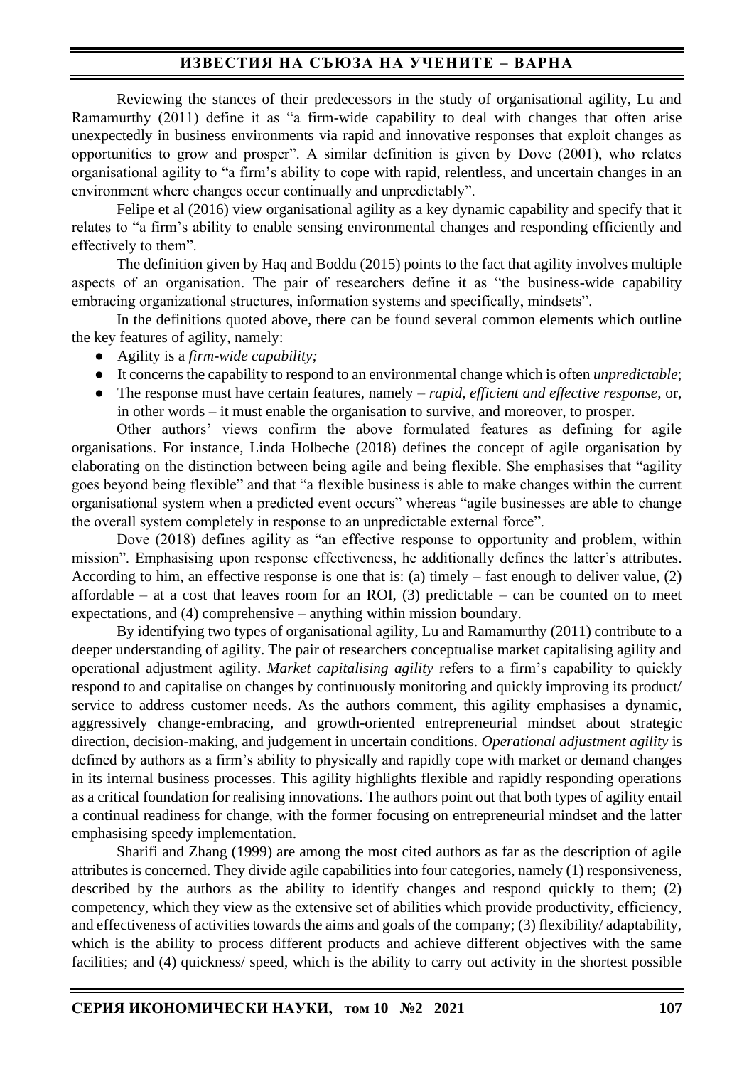Reviewing the stances of their predecessors in the study of organisational agility, Lu and Ramamurthy (2011) define it as "a firm-wide capability to deal with changes that often arise unexpectedly in business environments via rapid and innovative responses that exploit changes as opportunities to grow and prosper". A similar definition is given by Dove (2001), who relates organisational agility to "a firm's ability to cope with rapid, relentless, and uncertain changes in an environment where changes occur continually and unpredictably".

Felipe et al (2016) view organisational agility as a key dynamic capability and specify that it relates to "a firm's ability to enable sensing environmental changes and responding efficiently and effectively to them".

The definition given by Haq and Boddu (2015) points to the fact that agility involves multiple aspects of an organisation. The pair of researchers define it as "the business-wide capability embracing organizational structures, information systems and specifically, mindsets".

In the definitions quoted above, there can be found several common elements which outline the key features of agility, namely:

- Agility is a *firm-wide capability;*
- It concerns the capability to respond to an environmental change which is often *unpredictable*;
- The response must have certain features, namely – *rapid, efficient and effective response,* or, in other words – it must enable the organisation to survive, and moreover, to prosper.

Other authors' views confirm the above formulated features as defining for agile organisations. For instance, Linda Holbeche (2018) defines the concept of agile organisation by elaborating on the distinction between being agile and being flexible. She emphasises that "agility goes beyond being flexible" and that "a flexible business is able to make changes within the current organisational system when a predicted event occurs" whereas "agile businesses are able to change the overall system completely in response to an unpredictable external force".

Dove (2018) defines agility as "an effective response to opportunity and problem, within mission". Emphasising upon response effectiveness, he additionally defines the latter's attributes. According to him, an effective response is one that is: (a) timely – fast enough to deliver value, (2) affordable – at a cost that leaves room for an ROI, (3) predictable – can be counted on to meet expectations, and (4) comprehensive – anything within mission boundary.

By identifying two types of organisational agility, Lu and Ramamurthy (2011) contribute to a deeper understanding of agility. The pair of researchers conceptualise market capitalising agility and operational adjustment agility. *Market capitalising agility* refers to a firm's capability to quickly respond to and capitalise on changes by continuously monitoring and quickly improving its product/ service to address customer needs. As the authors comment, this agility emphasises a dynamic, aggressively change-embracing, and growth-oriented entrepreneurial mindset about strategic direction, decision-making, and judgement in uncertain conditions. *Operational adjustment agility* is defined by authors as a firm's ability to physically and rapidly cope with market or demand changes in its internal business processes. This agility highlights flexible and rapidly responding operations as a critical foundation for realising innovations. The authors point out that both types of agility entail a continual readiness for change, with the former focusing on entrepreneurial mindset and the latter emphasising speedy implementation.

Sharifi and Zhang (1999) are among the most cited authors as far as the description of agile attributes is concerned. They divide agile capabilities into four categories, namely (1) responsiveness, described by the authors as the ability to identify changes and respond quickly to them; (2) competency, which they view as the extensive set of abilities which provide productivity, efficiency, and effectiveness of activities towards the aims and goals of the company; (3) flexibility/ adaptability, which is the ability to process different products and achieve different objectives with the same facilities; and (4) quickness/ speed, which is the ability to carry out activity in the shortest possible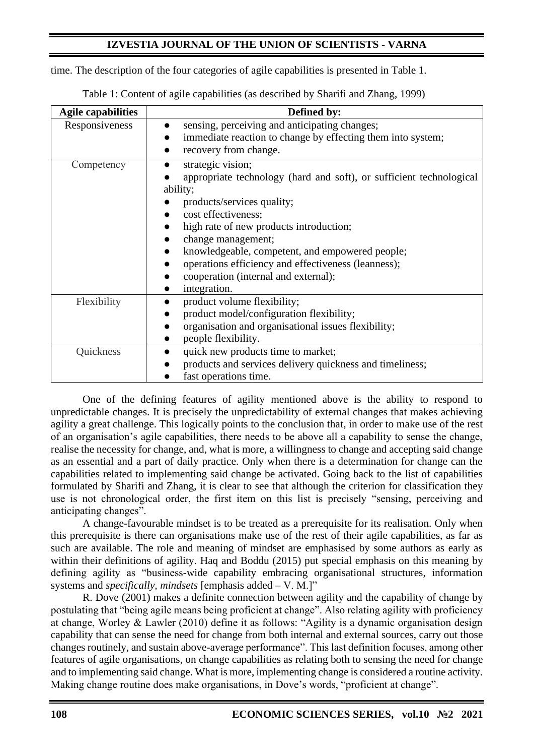time. The description of the four categories of agile capabilities is presented in Table 1.

Table 1: Content of agile capabilities (as described by Sharifi and Zhang, 1999)

| Agile capabilities | Defined by: |
|---|---|
| Responsiveness | ● sensing, perceiving and anticipating changes;<br>● immediate reaction to change by effecting them into system;<br>● recovery from change. |
| Competency | ● strategic vision;<br>● appropriate technology (hard and soft), or sufficient technological ability;<br>● products/services quality;<br>● cost effectiveness;<br>● high rate of new products introduction;<br>● change management;<br>● knowledgeable, competent, and empowered people;<br>● operations efficiency and effectiveness (leanness);<br>● cooperation (internal and external);<br>● integration. |
| Flexibility | ● product volume flexibility;<br>● product model/configuration flexibility;<br>● organisation and organisational issues flexibility;<br>● people flexibility. |
| Quickness | ● quick new products time to market;<br>● products and services delivery quickness and timeliness;<br>● fast operations time. |

One of the defining features of agility mentioned above is the ability to respond to unpredictable changes. It is precisely the unpredictability of external changes that makes achieving agility a great challenge. This logically points to the conclusion that, in order to make use of the rest of an organisation's agile capabilities, there needs to be above all a capability to sense the change, realise the necessity for change, and, what is more, a willingness to change and accepting said change as an essential and a part of daily practice. Only when there is a determination for change can the capabilities related to implementing said change be activated. Going back to the list of capabilities formulated by Sharifi and Zhang, it is clear to see that although the criterion for classification they use is not chronological order, the first item on this list is precisely "sensing, perceiving and anticipating changes".

A change-favourable mindset is to be treated as a prerequisite for its realisation. Only when this prerequisite is there can organisations make use of the rest of their agile capabilities, as far as such are available. The role and meaning of mindset are emphasised by some authors as early as within their definitions of agility. Haq and Boddu (2015) put special emphasis on this meaning by defining agility as "business-wide capability embracing organisational structures, information systems and *specifically, mindsets* [emphasis added – V. M.]"

R. Dove (2001) makes a definite connection between agility and the capability of change by postulating that "being agile means being proficient at change". Also relating agility with proficiency at change, Worley & Lawler (2010) define it as follows: "Agility is a dynamic organisation design capability that can sense the need for change from both internal and external sources, carry out those changes routinely, and sustain above-average performance". This last definition focuses, among other features of agile organisations, on change capabilities as relating both to sensing the need for change and to implementing said change. What is more, implementing change is considered a routine activity. Making change routine does make organisations, in Dove's words, "proficient at change".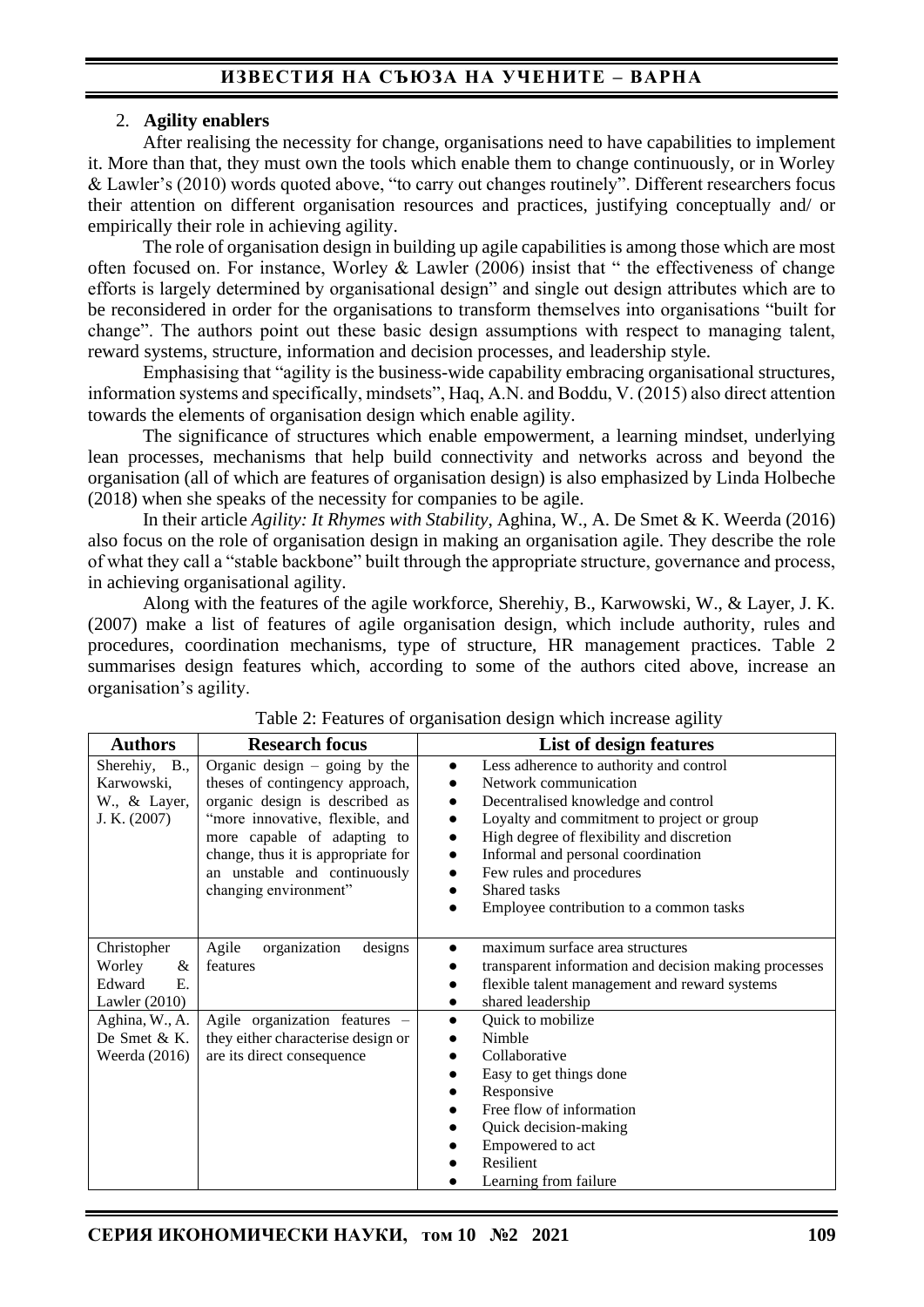## 2. **Agility enablers**

After realising the necessity for change, organisations need to have capabilities to implement it. More than that, they must own the tools which enable them to change continuously, or in Worley & Lawler's (2010) words quoted above, "to carry out changes routinely". Different researchers focus their attention on different organisation resources and practices, justifying conceptually and/ or empirically their role in achieving agility.

The role of organisation design in building up agile capabilities is among those which are most often focused on. For instance, Worley & Lawler (2006) insist that " the effectiveness of change efforts is largely determined by organisational design" and single out design attributes which are to be reconsidered in order for the organisations to transform themselves into organisations "built for change". The authors point out these basic design assumptions with respect to managing talent, reward systems, structure, information and decision processes, and leadership style.

Emphasising that "agility is the business-wide capability embracing organisational structures, information systems and specifically, mindsets", Haq, A.N. and Boddu, V. (2015) also direct attention towards the elements of organisation design which enable agility.

The significance of structures which enable empowerment, a learning mindset, underlying lean processes, mechanisms that help build connectivity and networks across and beyond the organisation (all of which are features of organisation design) is also emphasized by Linda Holbeche (2018) when she speaks of the necessity for companies to be agile.

In their article *Agility: It Rhymes with Stability*, Aghina, W., A. De Smet & K. Weerda (2016) also focus on the role of organisation design in making an organisation agile. They describe the role of what they call a "stable backbone" built through the appropriate structure, governance and process, in achieving organisational agility.

Along with the features of the agile workforce, Sherehiy, B., Karwowski, W., & Layer, J. K. (2007) make a list of features of agile organisation design, which include authority, rules and procedures, coordination mechanisms, type of structure, HR management practices. Table 2 summarises design features which, according to some of the authors cited above, increase an organisation's agility.

Table 2: Features of organisation design which increase agility

| **Authors** | **Research focus** | **List of design features** |
|---|---|---|
| Sherehiy, B., Karwowski, W., & Layer, J. K. (2007) | Organic design – going by the theses of contingency approach, organic design is described as "more innovative, flexible, and more capable of adapting to change, thus it is appropriate for an unstable and continuously changing environment" | ● Less adherence to authority and control<br>● Network communication<br>● Decentralised knowledge and control<br>● Loyalty and commitment to project or group<br>● High degree of flexibility and discretion<br>● Informal and personal coordination<br>● Few rules and procedures<br>● Shared tasks<br>● Employee contribution to a common tasks |
| Christopher Worley & Edward E. Lawler (2010) | Agile organization designs features | ● maximum surface area structures<br>● transparent information and decision making processes<br>● flexible talent management and reward systems<br>● shared leadership |
| Aghina, W., A. De Smet & K. Weerda (2016) | Agile organization features – they either characterise design or are its direct consequence | ● Quick to mobilize<br>● Nimble<br>● Collaborative<br>● Easy to get things done<br>● Responsive<br>● Free flow of information<br>● Quick decision-making<br>● Empowered to act<br>● Resilient<br>● Learning from failure |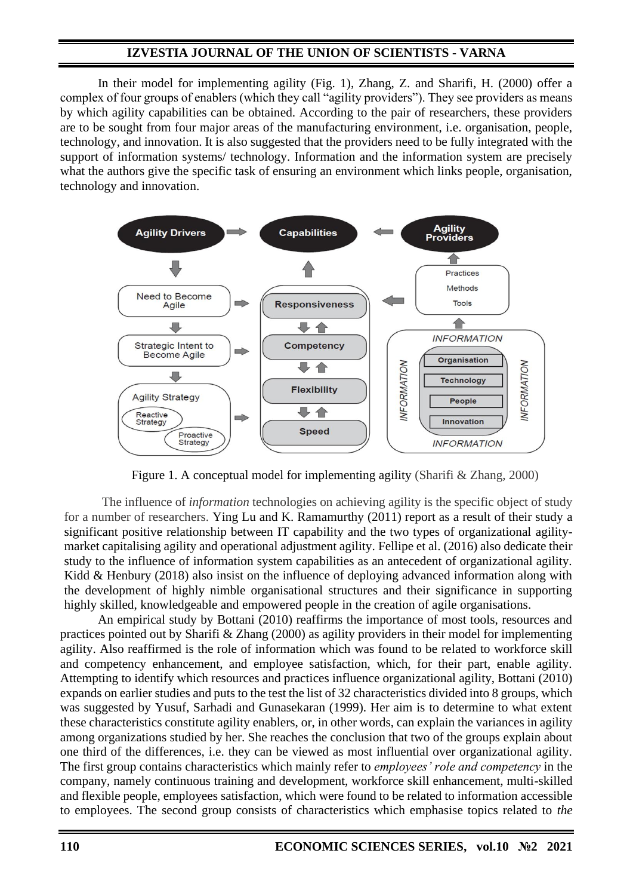In their model for implementing agility (Fig. 1), Zhang, Z. and Sharifi, H. (2000) offer a complex of four groups of enablers (which they call "agility providers"). They see providers as means by which agility capabilities can be obtained. According to the pair of researchers, these providers are to be sought from four major areas of the manufacturing environment, i.e. organisation, people, technology, and innovation. It is also suggested that the providers need to be fully integrated with the support of information systems/ technology. Information and the information system are precisely what the authors give the specific task of ensuring an environment which links people, organisation, technology and innovation.

Figure 1. A conceptual model for implementing agility (Sharifi & Zhang, 2000)

The influence of *information* technologies on achieving agility is the specific object of study for a number of researchers. Ying Lu and K. Ramamurthy (2011) report as a result of their study a significant positive relationship between IT capability and the two types of organizational agility- market capitalising agility and operational adjustment agility. Fellipe et al. (2016) also dedicate their study to the influence of information system capabilities as an antecedent of organizational agility. Kidd & Henbury (2018) also insist on the influence of deploying advanced information along with the development of highly nimble organisational structures and their significance in supporting highly skilled, knowledgeable and empowered people in the creation of agile organisations.

An empirical study by Bottani (2010) reaffirms the importance of most tools, resources and practices pointed out by Sharifi & Zhang (2000) as agility providers in their model for implementing agility. Also reaffirmed is the role of information which was found to be related to workforce skill and competency enhancement, and employee satisfaction, which, for their part, enable agility. Attempting to identify which resources and practices influence organizational agility, Bottani (2010) expands on earlier studies and puts to the test the list of 32 characteristics divided into 8 groups, which was suggested by Yusuf, Sarhadi and Gunasekaran (1999). Her aim is to determine to what extent these characteristics constitute agility enablers, or, in other words, can explain the variances in agility among organizations studied by her. She reaches the conclusion that two of the groups explain about one third of the differences, i.e. they can be viewed as most influential over organizational agility. The first group contains characteristics which mainly refer to *employees' role and competency* in the company, namely continuous training and development, workforce skill enhancement, multi-skilled and flexible people, employees satisfaction, which were found to be related to information accessible to employees. The second group consists of characteristics which emphasise topics related to *the*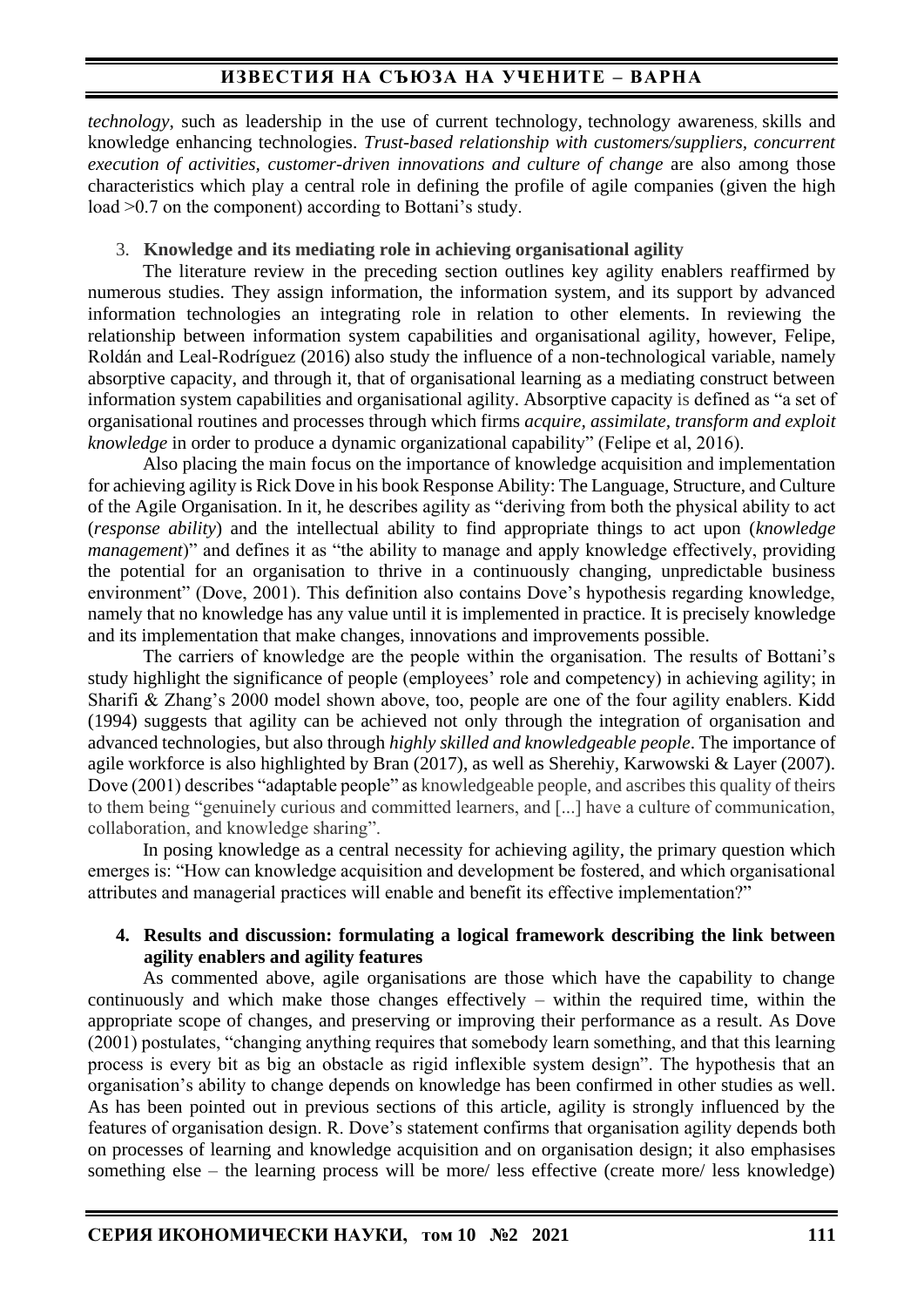*technology*, such as leadership in the use of current technology, technology awareness, skills and knowledge enhancing technologies. *Trust-based relationship with customers/suppliers, concurrent execution of activities, customer-driven innovations and culture of change* are also among those characteristics which play a central role in defining the profile of agile companies (given the high load >0.7 on the component) according to Bottani's study.

3. **Knowledge and its mediating role in achieving organisational agility**

The literature review in the preceding section outlines key agility enablers reaffirmed by numerous studies. They assign information, the information system, and its support by advanced information technologies an integrating role in relation to other elements. In reviewing the relationship between information system capabilities and organisational agility, however, Felipe, Roldán and Leal-Rodríguez (2016) also study the influence of a non-technological variable, namely absorptive capacity, and through it, that of organisational learning as a mediating construct between information system capabilities and organisational agility. Absorptive capacity is defined as "a set of organisational routines and processes through which firms *acquire, assimilate, transform and exploit knowledge* in order to produce a dynamic organizational capability" (Felipe et al, 2016).

Also placing the main focus on the importance of knowledge acquisition and implementation for achieving agility is Rick Dove in his book Response Ability: The Language, Structure, and Culture of the Agile Organisation. In it, he describes agility as "deriving from both the physical ability to act (*response ability*) and the intellectual ability to find appropriate things to act upon (*knowledge management*)" and defines it as "the ability to manage and apply knowledge effectively, providing the potential for an organisation to thrive in a continuously changing, unpredictable business environment" (Dove, 2001). This definition also contains Dove's hypothesis regarding knowledge, namely that no knowledge has any value until it is implemented in practice. It is precisely knowledge and its implementation that make changes, innovations and improvements possible.

The carriers of knowledge are the people within the organisation. The results of Bottani's study highlight the significance of people (employees' role and competency) in achieving agility; in Sharifi & Zhang's 2000 model shown above, too, people are one of the four agility enablers. Kidd (1994) suggests that agility can be achieved not only through the integration of organisation and advanced technologies, but also through *highly skilled and knowledgeable people*. The importance of agile workforce is also highlighted by Bran (2017), as well as Sherehiy, Karwowski & Layer (2007). Dove (2001) describes "adaptable people" as knowledgeable people, and ascribes this quality of theirs to them being "genuinely curious and committed learners, and [...] have a culture of communication, collaboration, and knowledge sharing".

In posing knowledge as a central necessity for achieving agility, the primary question which emerges is: "How can knowledge acquisition and development be fostered, and which organisational attributes and managerial practices will enable and benefit its effective implementation?"

4. **Results and discussion: formulating a logical framework describing the link between agility enablers and agility features**

As commented above, agile organisations are those which have the capability to change continuously and which make those changes effectively – within the required time, within the appropriate scope of changes, and preserving or improving their performance as a result. As Dove (2001) postulates, "changing anything requires that somebody learn something, and that this learning process is every bit as big an obstacle as rigid inflexible system design". The hypothesis that an organisation's ability to change depends on knowledge has been confirmed in other studies as well. As has been pointed out in previous sections of this article, agility is strongly influenced by the features of organisation design. R. Dove's statement confirms that organisation agility depends both on processes of learning and knowledge acquisition and on organisation design; it also emphasises something else – the learning process will be more/ less effective (create more/ less knowledge)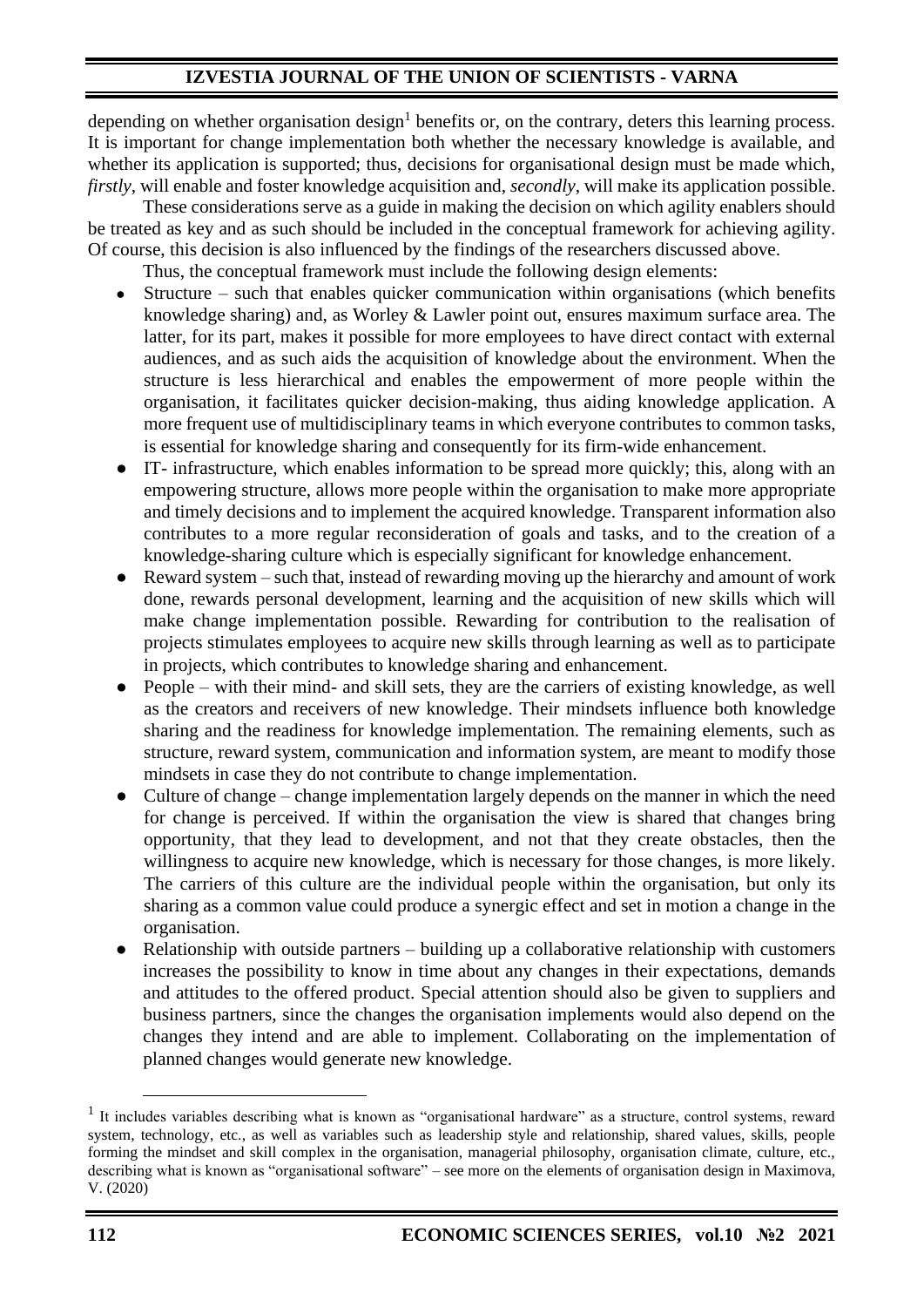depending on whether organisation design[1] benefits or, on the contrary, deters this learning process. It is important for change implementation both whether the necessary knowledge is available, and whether its application is supported; thus, decisions for organisational design must be made which, *firstly*, will enable and foster knowledge acquisition and, *secondly*, will make its application possible.

These considerations serve as a guide in making the decision on which agility enablers should be treated as key and as such should be included in the conceptual framework for achieving agility. Of course, this decision is also influenced by the findings of the researchers discussed above.

Thus, the conceptual framework must include the following design elements:

- Structure – such that enables quicker communication within organisations (which benefits knowledge sharing) and, as Worley & Lawler point out, ensures maximum surface area. The latter, for its part, makes it possible for more employees to have direct contact with external audiences, and as such aids the acquisition of knowledge about the environment. When the structure is less hierarchical and enables the empowerment of more people within the organisation, it facilitates quicker decision-making, thus aiding knowledge application. A more frequent use of multidisciplinary teams in which everyone contributes to common tasks, is essential for knowledge sharing and consequently for its firm-wide enhancement.
- IT- infrastructure, which enables information to be spread more quickly; this, along with an empowering structure, allows more people within the organisation to make more appropriate and timely decisions and to implement the acquired knowledge. Transparent information also contributes to a more regular reconsideration of goals and tasks, and to the creation of a knowledge-sharing culture which is especially significant for knowledge enhancement.
- Reward system – such that, instead of rewarding moving up the hierarchy and amount of work done, rewards personal development, learning and the acquisition of new skills which will make change implementation possible. Rewarding for contribution to the realisation of projects stimulates employees to acquire new skills through learning as well as to participate in projects, which contributes to knowledge sharing and enhancement.
- People – with their mind- and skill sets, they are the carriers of existing knowledge, as well as the creators and receivers of new knowledge. Their mindsets influence both knowledge sharing and the readiness for knowledge implementation. The remaining elements, such as structure, reward system, communication and information system, are meant to modify those mindsets in case they do not contribute to change implementation.
- Culture of change – change implementation largely depends on the manner in which the need for change is perceived. If within the organisation the view is shared that changes bring opportunity, that they lead to development, and not that they create obstacles, then the willingness to acquire new knowledge, which is necessary for those changes, is more likely. The carriers of this culture are the individual people within the organisation, but only its sharing as a common value could produce a synergic effect and set in motion a change in the organisation.
- Relationship with outside partners – building up a collaborative relationship with customers increases the possibility to know in time about any changes in their expectations, demands and attitudes to the offered product. Special attention should also be given to suppliers and business partners, since the changes the organisation implements would also depend on the changes they intend and are able to implement. Collaborating on the implementation of planned changes would generate new knowledge.

---

[1] It includes variables describing what is known as "organisational hardware" as a structure, control systems, reward system, technology, etc., as well as variables such as leadership style and relationship, shared values, skills, people forming the mindset and skill complex in the organisation, managerial philosophy, organisation climate, culture, etc., describing what is known as "organisational software" – see more on the elements of organisation design in Maximova, V. (2020)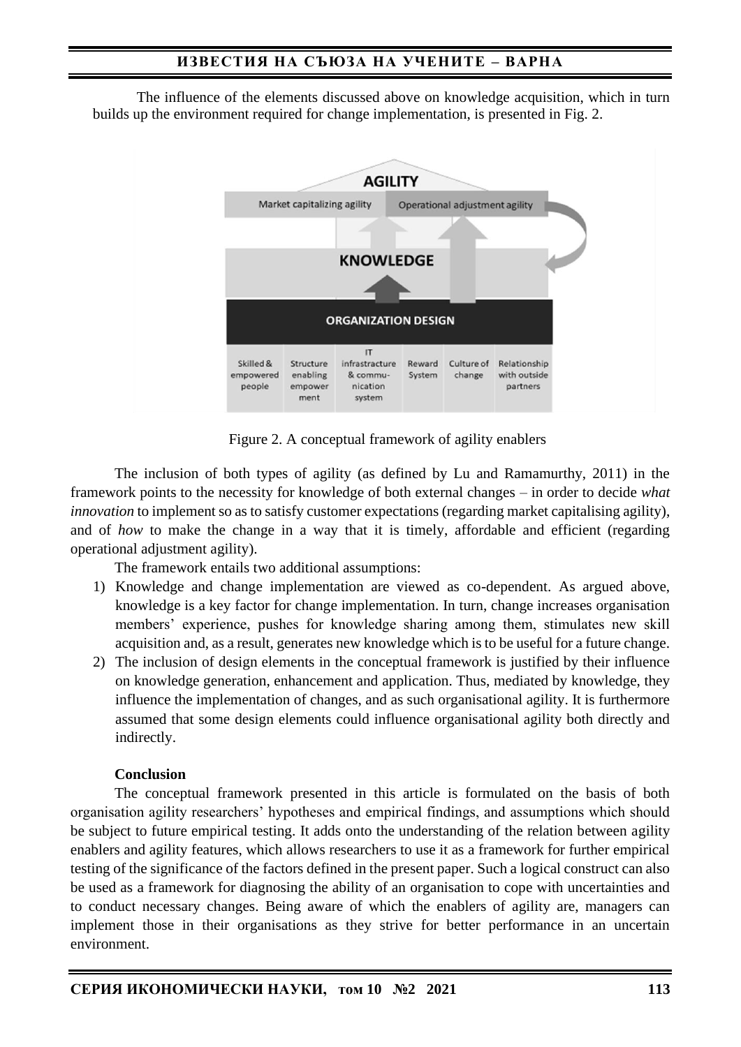The influence of the elements discussed above on knowledge acquisition, which in turn builds up the environment required for change implementation, is presented in Fig. 2.

Figure 2. A conceptual framework of agility enablers

The inclusion of both types of agility (as defined by Lu and Ramamurthy, 2011) in the framework points to the necessity for knowledge of both external changes – in order to decide *what innovation* to implement so as to satisfy customer expectations (regarding market capitalising agility), and of *how* to make the change in a way that it is timely, affordable and efficient (regarding operational adjustment agility).

The framework entails two additional assumptions:

1) Knowledge and change implementation are viewed as co-dependent. As argued above, knowledge is a key factor for change implementation. In turn, change increases organisation members' experience, pushes for knowledge sharing among them, stimulates new skill acquisition and, as a result, generates new knowledge which is to be useful for a future change.
2) The inclusion of design elements in the conceptual framework is justified by their influence on knowledge generation, enhancement and application. Thus, mediated by knowledge, they influence the implementation of changes, and as such organisational agility. It is furthermore assumed that some design elements could influence organisational agility both directly and indirectly.

**Conclusion**

The conceptual framework presented in this article is formulated on the basis of both organisation agility researchers' hypotheses and empirical findings, and assumptions which should be subject to future empirical testing. It adds onto the understanding of the relation between agility enablers and agility features, which allows researchers to use it as a framework for further empirical testing of the significance of the factors defined in the present paper. Such a logical construct can also be used as a framework for diagnosing the ability of an organisation to cope with uncertainties and to conduct necessary changes. Being aware of which the enablers of agility are, managers can implement those in their organisations as they strive for better performance in an uncertain environment.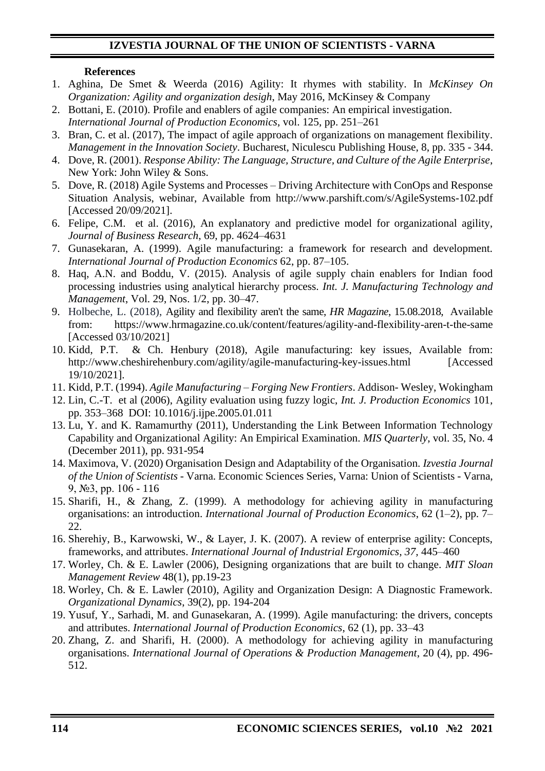**References**

1. Aghina, De Smet & Weerda (2016) Agility: It rhymes with stability. In *McKinsey On Organization: Agility and organization desigh*, May 2016, McKinsey & Company
2. Bottani, E. (2010). Profile and enablers of agile companies: An empirical investigation. *International Journal of Production Economics*, vol. 125, pp. 251–261
3. Bran, C. et al. (2017), The impact of agile approach of organizations on management flexibility. *Management in the Innovation Society*. Bucharest, Niculescu Publishing House, 8, pp. 335 - 344.
4. Dove, R. (2001). *Response Ability: The Language, Structure, and Culture of the Agile Enterprise*, New York: John Wiley & Sons.
5. Dove, R. (2018) Agile Systems and Processes – Driving Architecture with ConOps and Response Situation Analysis, webinar, Available from http://www.parshift.com/s/AgileSystems-102.pdf [Accessed 20/09/2021].
6. Felipe, C.M. et al. (2016), An explanatory and predictive model for organizational agility, *Journal of Business Research*, 69, pp. 4624–4631
7. Gunasekaran, A. (1999). Agile manufacturing: a framework for research and development. *International Journal of Production Economics* 62, pp. 87–105.
8. Haq, A.N. and Boddu, V. (2015). Analysis of agile supply chain enablers for Indian food processing industries using analytical hierarchy process. *Int. J. Manufacturing Technology and Management*, Vol. 29, Nos. 1/2, pp. 30–47.
9. Holbeche, L. (2018), Agility and flexibility aren't the same, *HR Magazine*, 15.08.2018, Available from: https://www.hrmagazine.co.uk/content/features/agility-and-flexibility-aren-t-the-same [Accessed 03/10/2021]
10. Kidd, P.T. & Ch. Henbury (2018), Agile manufacturing: key issues, Available from: http://www.cheshirehenbury.com/agility/agile-manufacturing-key-issues.html [Accessed 19/10/2021].
11. Kidd, P.T. (1994). *Agile Manufacturing – Forging New Frontiers*. Addison- Wesley, Wokingham
12. Lin, C.-T. et al (2006), Agility evaluation using fuzzy logic, *Int. J. Production Economics* 101, pp. 353–368 DOI: 10.1016/j.ijpe.2005.01.011
13. Lu, Y. and K. Ramamurthy (2011), Understanding the Link Between Information Technology Capability and Organizational Agility: An Empirical Examination. *MIS Quarterly*, vol. 35, No. 4 (December 2011), pp. 931-954
14. Maximova, V. (2020) Organisation Design and Adaptability of the Organisation. *Izvestia Journal of the Union of Scientists* - Varna. Economic Sciences Series, Varna: Union of Scientists - Varna, 9, №3, pp. 106 - 116
15. Sharifi, H., & Zhang, Z. (1999). A methodology for achieving agility in manufacturing organisations: an introduction. *International Journal of Production Economics*, 62 (1–2), pp. 7–22.
16. Sherehiy, B., Karwowski, W., & Layer, J. K. (2007). A review of enterprise agility: Concepts, frameworks, and attributes. *International Journal of Industrial Ergonomics, 37*, 445–460
17. Worley, Ch. & E. Lawler (2006), Designing organizations that are built to change. *MIT Sloan Management Review* 48(1), pp.19-23
18. Worley, Ch. & E. Lawler (2010), Agility and Organization Design: A Diagnostic Framework. *Organizational Dynamics*, 39(2), pp. 194-204
19. Yusuf, Y., Sarhadi, M. and Gunasekaran, A. (1999). Agile manufacturing: the drivers, concepts and attributes. *International Journal of Production Economics*, 62 (1), pp. 33–43
20. Zhang, Z. and Sharifi, H. (2000). A methodology for achieving agility in manufacturing organisations. *International Journal of Operations & Production Management*, 20 (4), pp. 496-512.